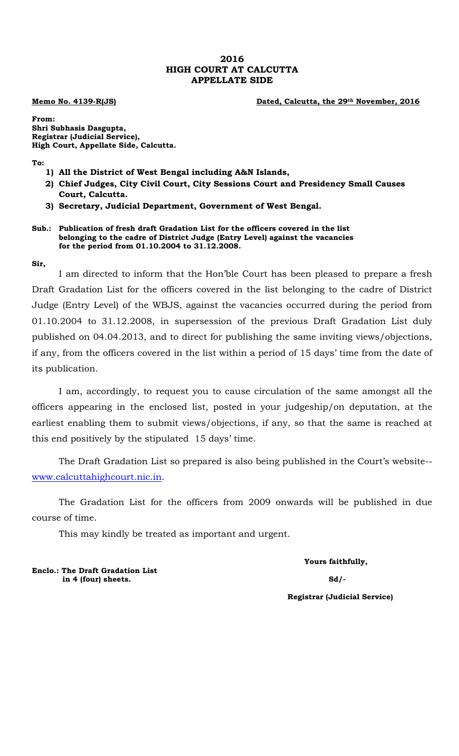# 2016
# HIGH COURT AT CALCUTTA
# APPELLATE SIDE

**Memo No. 4139-R(JS)** **Dated, Calcutta, the 29th November, 2016**

**From:**
**Shri Subhasis Dasgupta,**
**Registrar (Judicial Service),**
**High Court, Appellate Side, Calcutta.**

**To:**

1) **All the District of West Bengal including A&N Islands,**
2) **Chief Judges, City Civil Court, City Sessions Court and Presidency Small Causes Court, Calcutta.**
3) **Secretary, Judicial Department, Government of West Bengal.**

**Sub.: Publication of fresh draft Gradation List for the officers covered in the list belonging to the cadre of District Judge (Entry Level) against the vacancies for the period from 01.10.2004 to 31.12.2008.**

**Sir,**

I am directed to inform that the Hon'ble Court has been pleased to prepare a fresh Draft Gradation List for the officers covered in the list belonging to the cadre of District Judge (Entry Level) of the WBJS, against the vacancies occurred during the period from 01.10.2004 to 31.12.2008, in supersession of the previous Draft Gradation List duly published on 04.04.2013, and to direct for publishing the same inviting views/objections, if any, from the officers covered in the list within a period of 15 days' time from the date of its publication.

I am, accordingly, to request you to cause circulation of the same amongst all the officers appearing in the enclosed list, posted in your judgeship/on deputation, at the earliest enabling them to submit views/objections, if any, so that the same is reached at this end positively by the stipulated 15 days' time.

The Draft Gradation List so prepared is also being published in the Court's website-- www.calcuttahighcourt.nic.in.

The Gradation List for the officers from 2009 onwards will be published in due course of time.

This may kindly be treated as important and urgent.

**Yours faithfully,**

**Sd/-**

**Registrar (Judicial Service)**

**Enclo.: The Draft Gradation List in 4 (four) sheets.**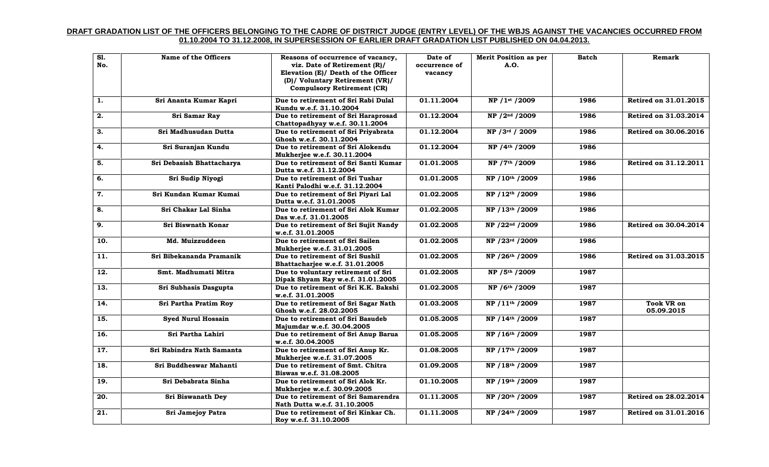**DRAFT GRADATION LIST OF THE OFFICERS BELONGING TO THE CADRE OF DISTRICT JUDGE (ENTRY LEVEL) OF THE WBJS AGAINST THE VACANCIES OCCURRED FROM 01.10.2004 TO 31.12.2008, IN SUPERSESSION OF EARLIER DRAFT GRADATION LIST PUBLISHED ON 04.04.2013.**

| Sl. No. | Name of the Officers | Reasons of occurrence of vacancy, viz. Date of Retirement (R)/ Elevation (E)/ Death of the Officer (D)/ Voluntary Retirement (VR)/ Compulsory Retirement (CR) | Date of occurrence of vacancy | Merit Position as per A.O. | Batch | Remark |
|---|---|---|---|---|---|---|
| 1. | Sri Ananta Kumar Kapri | Due to retirement of Sri Rabi Dulal Kundu w.e.f. 31.10.2004 | 01.11.2004 | NP /1st /2009 | 1986 | Retired on 31.01.2015 |
| 2. | Sri Samar Ray | Due to retirement of Sri Haraprosad Chattopadhyay w.e.f. 30.11.2004 | 01.12.2004 | NP /2nd /2009 | 1986 | Retired on 31.03.2014 |
| 3. | Sri Madhusudan Dutta | Due to retirement of Sri Priyabrata Ghosh w.e.f. 30.11.2004 | 01.12.2004 | NP /3rd / 2009 | 1986 | Retired on 30.06.2016 |
| 4. | Sri Suranjan Kundu | Due to retirement of Sri Alokendu Mukherjee w.e.f. 30.11.2004 | 01.12.2004 | NP /4th /2009 | 1986 | |
| 5. | Sri Debasish Bhattacharya | Due to retirement of Sri Santi Kumar Dutta w.e.f. 31.12.2004 | 01.01.2005 | NP /7th /2009 | 1986 | Retired on 31.12.2011 |
| 6. | Sri Sudip Niyogi | Due to retirement of Sri Tushar Kanti Palodhi w.e.f. 31.12.2004 | 01.01.2005 | NP /10th /2009 | 1986 | |
| 7. | Sri Kundan Kumar Kumai | Due to retirement of Sri Piyari Lal Dutta w.e.f. 31.01.2005 | 01.02.2005 | NP /12th /2009 | 1986 | |
| 8. | Sri Chakar Lal Sinha | Due to retirement of Sri Alok Kumar Das w.e.f. 31.01.2005 | 01.02.2005 | NP /13th /2009 | 1986 | |
| 9. | Sri Biswnath Konar | Due to retirement of Sri Sujit Nandy w.e.f. 31.01.2005 | 01.02.2005 | NP /22nd /2009 | 1986 | Retired on 30.04.2014 |
| 10. | Md. Muizzuddeen | Due to retirement of Sri Sailen Mukherjee w.e.f. 31.01.2005 | 01.02.2005 | NP /23rd /2009 | 1986 | |
| 11. | Sri Bibekananda Pramanik | Due to retirement of Sri Sushil Bhattacharjee w.e.f. 31.01.2005 | 01.02.2005 | NP /26th /2009 | 1986 | Retired on 31.03.2015 |
| 12. | Smt. Madhumati Mitra | Due to voluntary retirement of Sri Dipak Shyam Ray w.e.f. 31.01.2005 | 01.02.2005 | NP /5th /2009 | 1987 | |
| 13. | Sri Subhasis Dasgupta | Due to retirement of Sri K.K. Bakshi w.e.f. 31.01.2005 | 01.02.2005 | NP /6th /2009 | 1987 | |
| 14. | Sri Partha Pratim Roy | Due to retirement of Sri Sagar Nath Ghosh w.e.f. 28.02.2005 | 01.03.2005 | NP /11th /2009 | 1987 | Took VR on 05.09.2015 |
| 15. | Syed Nurul Hossain | Due to retirement of Sri Basudeb Majumdar w.e.f. 30.04.2005 | 01.05.2005 | NP /14th /2009 | 1987 | |
| 16. | Sri Partha Lahiri | Due to retirement of Sri Anup Barua w.e.f. 30.04.2005 | 01.05.2005 | NP /16th /2009 | 1987 | |
| 17. | Sri Rabindra Nath Samanta | Due to retirement of Sri Anup Kr. Mukherjee w.e.f. 31.07.2005 | 01.08.2005 | NP /17th /2009 | 1987 | |
| 18. | Sri Buddheswar Mahanti | Due to retirement of Smt. Chitra Biswas w.e.f. 31.08.2005 | 01.09.2005 | NP /18th /2009 | 1987 | |
| 19. | Sri Debabrata Sinha | Due to retirement of Sri Alok Kr. Mukherjee w.e.f. 30.09.2005 | 01.10.2005 | NP /19th /2009 | 1987 | |
| 20. | Sri Biswanath Dey | Due to retirement of Sri Samarendra Nath Dutta w.e.f. 31.10.2005 | 01.11.2005 | NP /20th /2009 | 1987 | Retired on 28.02.2014 |
| 21. | Sri Jamejoy Patra | Due to retirement of Sri Kinkar Ch. Roy w.e.f. 31.10.2005 | 01.11.2005 | NP /24th /2009 | 1987 | Retired on 31.01.2016 |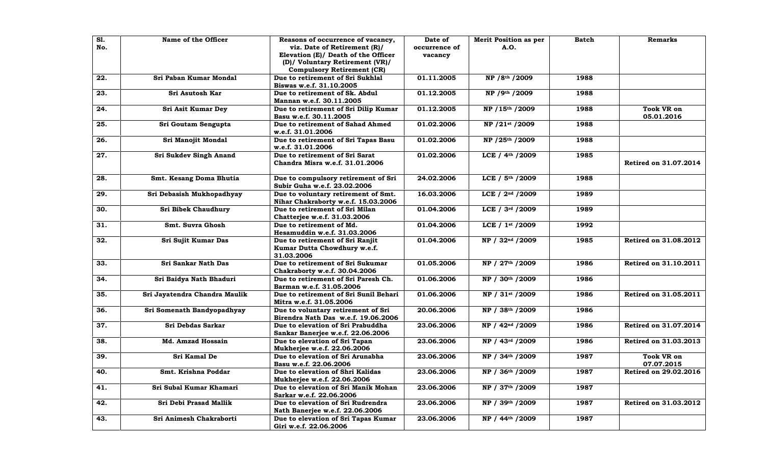| Sl. No. | Name of the Officer | Reasons of occurrence of vacancy, viz. Date of Retirement (R)/ Elevation (E)/ Death of the Officer (D)/ Voluntary Retirement (VR)/ Compulsory Retirement (CR) | Date of occurrence of vacancy | Merit Position as per A.O. | Batch | Remarks |
|---|---|---|---|---|---|---|
| 22. | Sri Paban Kumar Mondal | Due to retirement of Sri Sukhlal Biswas w.e.f. 31.10.2005 | 01.11.2005 | NP /8th /2009 | 1988 | |
| 23. | Sri Asutosh Kar | Due to retirement of Sk. Abdul Mannan w.e.f. 30.11.2005 | 01.12.2005 | NP /9th /2009 | 1988 | |
| 24. | Sri Asit Kumar Dey | Due to retirement of Sri Dilip Kumar Basu w.e.f. 30.11.2005 | 01.12.2005 | NP /15th /2009 | 1988 | Took VR on 05.01.2016 |
| 25. | Sri Goutam Sengupta | Due to retirement of Sahad Ahmed w.e.f. 31.01.2006 | 01.02.2006 | NP /21st /2009 | 1988 | |
| 26. | Sri Manojit Mondal | Due to retirement of Sri Tapas Basu w.e.f. 31.01.2006 | 01.02.2006 | NP /25th /2009 | 1988 | |
| 27. | Sri Sukdev Singh Anand | Due to retirement of Sri Sarat Chandra Misra w.e.f. 31.01.2006 | 01.02.2006 | LCE / 4th /2009 | 1985 | Retired on 31.07.2014 |
| 28. | Smt. Kesang Doma Bhutia | Due to compulsory retirement of Sri Subir Guha w.e.f. 23.02.2006 | 24.02.2006 | LCE / 5th /2009 | 1988 | |
| 29. | Sri Debasish Mukhopadhyay | Due to voluntary retirement of Smt. Nihar Chakraborty w.e.f. 15.03.2006 | 16.03.2006 | LCE / 2nd /2009 | 1989 | |
| 30. | Sri Bibek Chaudhury | Due to retirement of Sri Milan Chatterjee w.e.f. 31.03.2006 | 01.04.2006 | LCE / 3rd /2009 | 1989 | |
| 31. | Smt. Suvra Ghosh | Due to retirement of Md. Hesamuddin w.e.f. 31.03.2006 | 01.04.2006 | LCE / 1st /2009 | 1992 | |
| 32. | Sri Sujit Kumar Das | Due to retirement of Sri Ranjit Kumar Dutta Chowdhury w.e.f. 31.03.2006 | 01.04.2006 | NP / 32nd /2009 | 1985 | Retired on 31.08.2012 |
| 33. | Sri Sankar Nath Das | Due to retirement of Sri Sukumar Chakraborty w.e.f. 30.04.2006 | 01.05.2006 | NP / 27th /2009 | 1986 | Retired on 31.10.2011 |
| 34. | Sri Baidya Nath Bhaduri | Due to retirement of Sri Paresh Ch. Barman w.e.f. 31.05.2006 | 01.06.2006 | NP / 30th /2009 | 1986 | |
| 35. | Sri Jayatendra Chandra Maulik | Due to retirement of Sri Sunil Behari Mitra w.e.f. 31.05.2006 | 01.06.2006 | NP / 31st /2009 | 1986 | Retired on 31.05.2011 |
| 36. | Sri Somenath Bandyopadhyay | Due to voluntary retirement of Sri Birendra Nath Das w.e.f. 19.06.2006 | 20.06.2006 | NP / 38th /2009 | 1986 | |
| 37. | Sri Debdas Sarkar | Due to elevation of Sri Prabuddha Sankar Banerjee w.e.f. 22.06.2006 | 23.06.2006 | NP / 42nd /2009 | 1986 | Retired on 31.07.2014 |
| 38. | Md. Amzad Hossain | Due to elevation of Sri Tapan Mukherjee w.e.f. 22.06.2006 | 23.06.2006 | NP / 43rd /2009 | 1986 | Retired on 31.03.2013 |
| 39. | Sri Kamal De | Due to elevation of Sri Arunabha Basu w.e.f. 22.06.2006 | 23.06.2006 | NP / 34th /2009 | 1987 | Took VR on 07.07.2015 |
| 40. | Smt. Krishna Poddar | Due to elevation of Shri Kalidas Mukherjee w.e.f. 22.06.2006 | 23.06.2006 | NP / 36th /2009 | 1987 | Retired on 29.02.2016 |
| 41. | Sri Subal Kumar Khamari | Due to elevation of Sri Manik Mohan Sarkar w.e.f. 22.06.2006 | 23.06.2006 | NP / 37th /2009 | 1987 | |
| 42. | Sri Debi Prasad Mallik | Due to elevation of Sri Rudrendra Nath Banerjee w.e.f. 22.06.2006 | 23.06.2006 | NP / 39th /2009 | 1987 | Retired on 31.03.2012 |
| 43. | Sri Animesh Chakraborti | Due to elevation of Sri Tapas Kumar Giri w.e.f. 22.06.2006 | 23.06.2006 | NP / 44th /2009 | 1987 | |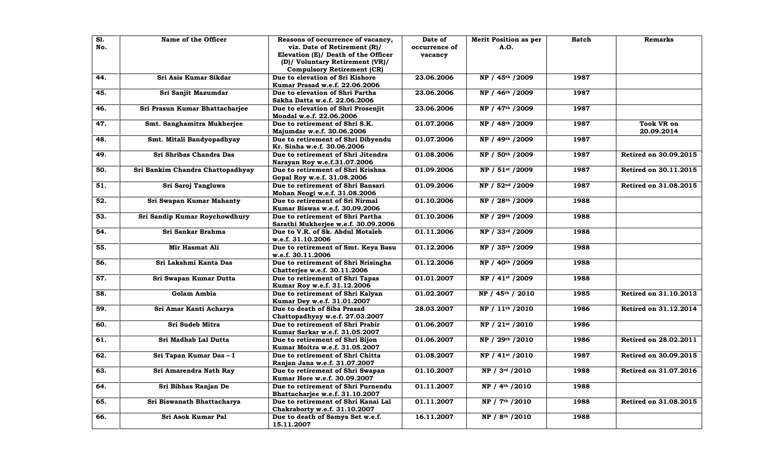| Sl. No. | Name of the Officer | Reasons of occurrence of vacancy, viz. Date of Retirement (R)/ Elevation (E)/ Death of the Officer (D)/ Voluntary Retirement (VR)/ Compulsory Retirement (CR) | Date of occurrence of vacancy | Merit Position as per A.O. | Batch | Remarks |
|---|---|---|---|---|---|---|
| 44. | Sri Asis Kumar Sikdar | Due to elevation of Sri Kishore Kumar Prasad w.e.f. 22.06.2006 | 23.06.2006 | NP / 45th /2009 | 1987 | |
| 45. | Sri Sanjit Mazumdar | Due to elevation of Shri Partha Sakha Datta w.e.f. 22.06.2006 | 23.06.2006 | NP / 46th /2009 | 1987 | |
| 46. | Sri Prasun Kumar Bhattacharjee | Due to elevation of Shri Prosenjit Mondal w.e.f. 22.06.2006 | 23.06.2006 | NP / 47th /2009 | 1987 | |
| 47. | Smt. Sanghamitra Mukherjee | Due to retirement of Shri S.K. Majumdar w.e.f. 30.06.2006 | 01.07.2006 | NP / 48th /2009 | 1987 | Took VR on 20.09.2014 |
| 48. | Smt. Mitali Bandyopadhyay | Due to retirement of Shri Dibyendu Kr. Sinha w.e.f. 30.06.2006 | 01.07.2006 | NP / 49th /2009 | 1987 | |
| 49. | Sri Shribas Chandra Das | Due to retirement of Shri Jitendra Narayan Roy w.e.f.31.07.2006 | 01.08.2006 | NP / 50th /2009 | 1987 | Retired on 30.09.2015 |
| 50. | Sri Bankim Chandra Chattopadhyay | Due to retirement of Shri Krishna Gopal Roy w.e.f. 31.08.2006 | 01.09.2006 | NP / 51st /2009 | 1987 | Retired on 30.11.2015 |
| 51. | Sri Saroj Tangluwa | Due to retirement of Shri Bansari Mohan Neogi w.e.f. 31.08.2006 | 01.09.2006 | NP / 52nd /2009 | 1987 | Retired on 31.08.2015 |
| 52. | Sri Swapan Kumar Mahanty | Due to retirement of Sri Nirmal Kumar Biswas w.e.f. 30.09.2006 | 01.10.2006 | NP / 28th /2009 | 1988 | |
| 53. | Sri Sandip Kumar Roychowdhury | Due to retirement of Shri Partha Sarathi Mukherjee w.e.f. 30.09.2006 | 01.10.2006 | NP / 29th /2009 | 1988 | |
| 54. | Sri Sankar Brahma | Due to V.R. of Sk. Abdul Motaleb w.e.f. 31.10.2006 | 01.11.2006 | NP / 33rd /2009 | 1988 | |
| 55. | Mir Hasmat Ali | Due to retirement of Smt. Keya Basu w.e.f. 30.11.2006 | 01.12.2006 | NP / 35th /2009 | 1988 | |
| 56. | Sri Lakshmi Kanta Das | Due to retirement of Shri Nrisingha Chatterjee w.e.f. 30.11.2006 | 01.12.2006 | NP / 40th /2009 | 1988 | |
| 57. | Sri Swapan Kumar Dutta | Due to retirement of Shri Tapas Kumar Roy w.e.f. 31.12.2006 | 01.01.2007 | NP / 41st /2009 | 1988 | |
| 58. | Golam Ambia | Due to retirement of Shri Kalyan Kumar Dey w.e.f. 31.01.2007 | 01.02.2007 | NP / 45th / 2010 | 1985 | Retired on 31.10.2013 |
| 59. | Sri Amar Kanti Acharya | Due to death of Siba Prasad Chattopadhyay w.e.f. 27.03.2007 | 28.03.2007 | NP / 11th /2010 | 1986 | Retired on 31.12.2014 |
| 60. | Sri Sudeb Mitra | Due to retirement of Shri Prabir Kumar Sarkar w.e.f. 31.05.2007 | 01.06.2007 | NP / 21st /2010 | 1986 | |
| 61. | Sri Madhab Lal Dutta | Due to retirement of Shri Bijon Kumar Moitra w.e.f. 31.05.2007 | 01.06.2007 | NP / 29th /2010 | 1986 | Retired on 28.02.2011 |
| 62. | Sri Tapan Kumar Das – I | Due to retirement of Shri Chitta Ranjan Jana w.e.f. 31.07.2007 | 01.08.2007 | NP / 41st /2010 | 1987 | Retired on 30.09.2015 |
| 63. | Sri Amarendra Nath Ray | Due to retirement of Shri Swapan Kumar Hore w.e.f. 30.09.2007 | 01.10.2007 | NP / 3rd /2010 | 1988 | Retired on 31.07.2016 |
| 64. | Sri Bibhas Ranjan De | Due to retirement of Shri Purnendu Bhattacharjee w.e.f. 31.10.2007 | 01.11.2007 | NP / 4th /2010 | 1988 | |
| 65. | Sri Biswanath Bhattacharya | Due to retirement of Shri Kanai Lal Chakraborty w.e.f. 31.10.2007 | 01.11.2007 | NP / 7th /2010 | 1988 | Retired on 31.08.2015 |
| 66. | Sri Asok Kumar Pal | Due to death of Samya Set w.e.f. 15.11.2007 | 16.11.2007 | NP / 8th /2010 | 1988 | |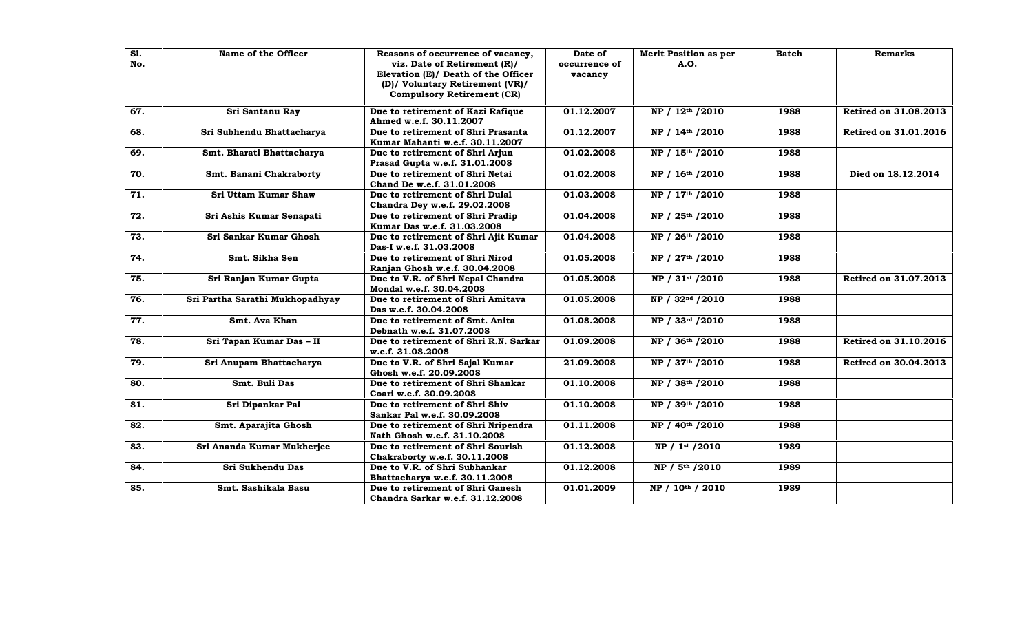| Sl. No. | Name of the Officer | Reasons of occurrence of vacancy, viz. Date of Retirement (R)/ Elevation (E)/ Death of the Officer (D)/ Voluntary Retirement (VR)/ Compulsory Retirement (CR) | Date of occurrence of vacancy | Merit Position as per A.O. | Batch | Remarks |
|---|---|---|---|---|---|---|
| 67. | Sri Santanu Ray | Due to retirement of Kazi Rafique Ahmed w.e.f. 30.11.2007 | 01.12.2007 | NP / 12th /2010 | 1988 | Retired on 31.08.2013 |
| 68. | Sri Subhendu Bhattacharya | Due to retirement of Shri Prasanta Kumar Mahanti w.e.f. 30.11.2007 | 01.12.2007 | NP / 14th /2010 | 1988 | Retired on 31.01.2016 |
| 69. | Smt. Bharati Bhattacharya | Due to retirement of Shri Arjun Prasad Gupta w.e.f. 31.01.2008 | 01.02.2008 | NP / 15th /2010 | 1988 | |
| 70. | Smt. Banani Chakraborty | Due to retirement of Shri Netai Chand De w.e.f. 31.01.2008 | 01.02.2008 | NP / 16th /2010 | 1988 | Died on 18.12.2014 |
| 71. | Sri Uttam Kumar Shaw | Due to retirement of Shri Dulal Chandra Dey w.e.f. 29.02.2008 | 01.03.2008 | NP / 17th /2010 | 1988 | |
| 72. | Sri Ashis Kumar Senapati | Due to retirement of Shri Pradip Kumar Das w.e.f. 31.03.2008 | 01.04.2008 | NP / 25th /2010 | 1988 | |
| 73. | Sri Sankar Kumar Ghosh | Due to retirement of Shri Ajit Kumar Das-I w.e.f. 31.03.2008 | 01.04.2008 | NP / 26th /2010 | 1988 | |
| 74. | Smt. Sikha Sen | Due to retirement of Shri Nirod Ranjan Ghosh w.e.f. 30.04.2008 | 01.05.2008 | NP / 27th /2010 | 1988 | |
| 75. | Sri Ranjan Kumar Gupta | Due to V.R. of Shri Nepal Chandra Mondal w.e.f. 30.04.2008 | 01.05.2008 | NP / 31st /2010 | 1988 | Retired on 31.07.2013 |
| 76. | Sri Partha Sarathi Mukhopadhyay | Due to retirement of Shri Amitava Das w.e.f. 30.04.2008 | 01.05.2008 | NP / 32nd /2010 | 1988 | |
| 77. | Smt. Ava Khan | Due to retirement of Smt. Anita Debnath w.e.f. 31.07.2008 | 01.08.2008 | NP / 33rd /2010 | 1988 | |
| 78. | Sri Tapan Kumar Das – II | Due to retirement of Shri R.N. Sarkar w.e.f. 31.08.2008 | 01.09.2008 | NP / 36th /2010 | 1988 | Retired on 31.10.2016 |
| 79. | Sri Anupam Bhattacharya | Due to V.R. of Shri Sajal Kumar Ghosh w.e.f. 20.09.2008 | 21.09.2008 | NP / 37th /2010 | 1988 | Retired on 30.04.2013 |
| 80. | Smt. Buli Das | Due to retirement of Shri Shankar Coari w.e.f. 30.09.2008 | 01.10.2008 | NP / 38th /2010 | 1988 | |
| 81. | Sri Dipankar Pal | Due to retirement of Shri Shiv Sankar Pal w.e.f. 30.09.2008 | 01.10.2008 | NP / 39th /2010 | 1988 | |
| 82. | Smt. Aparajita Ghosh | Due to retirement of Shri Nripendra Nath Ghosh w.e.f. 31.10.2008 | 01.11.2008 | NP / 40th /2010 | 1988 | |
| 83. | Sri Ananda Kumar Mukherjee | Due to retirement of Shri Sourish Chakraborty w.e.f. 30.11.2008 | 01.12.2008 | NP / 1st /2010 | 1989 | |
| 84. | Sri Sukhendu Das | Due to V.R. of Shri Subhankar Bhattacharya w.e.f. 30.11.2008 | 01.12.2008 | NP / 5th /2010 | 1989 | |
| 85. | Smt. Sashikala Basu | Due to retirement of Shri Ganesh Chandra Sarkar w.e.f. 31.12.2008 | 01.01.2009 | NP / 10th / 2010 | 1989 | |